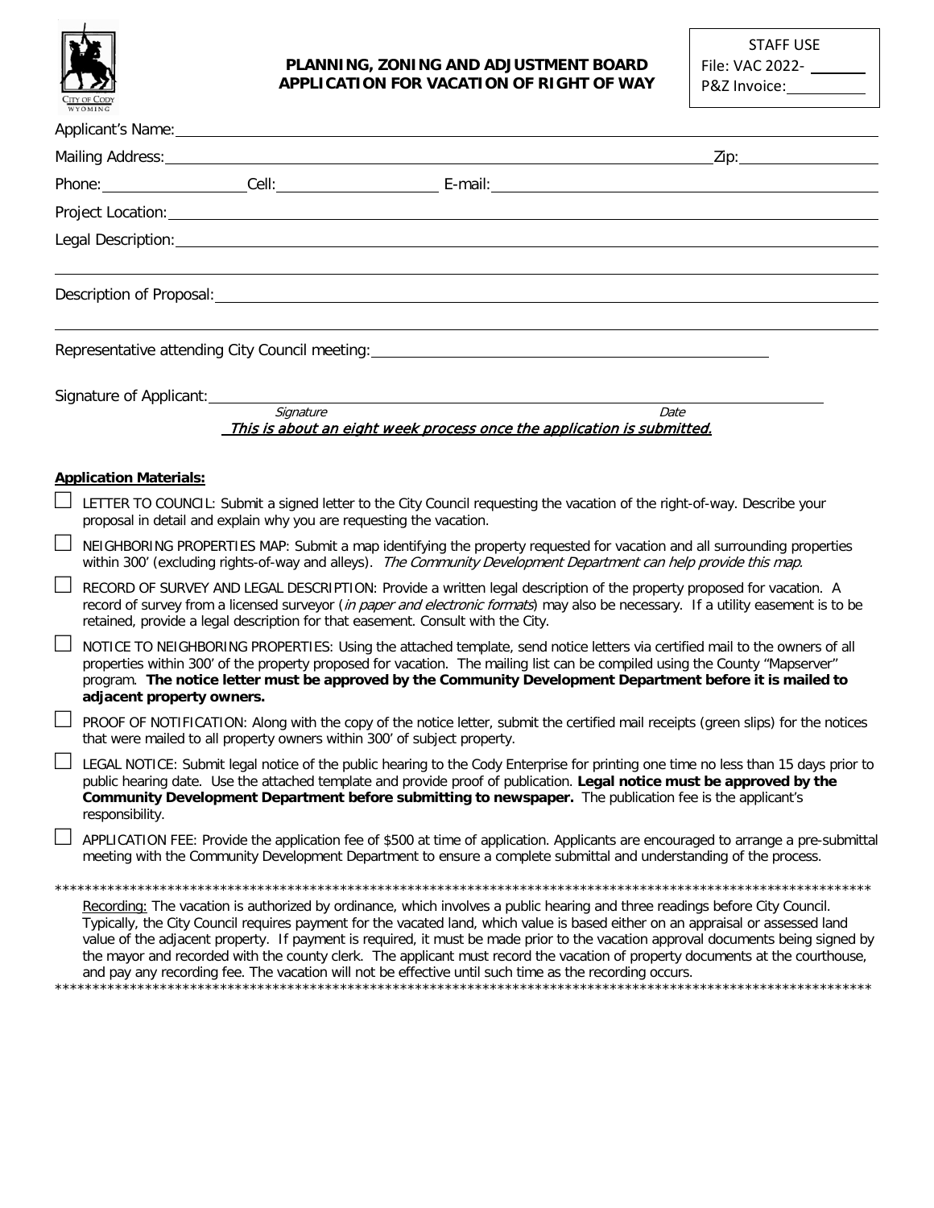STAFF USE
File: VAC 2022- \_\_\_\_\_\_
P&Z Invoice: \_\_\_\_\_\_

## PLANNING, ZONING AND ADJUSTMENT BOARD
## APPLICATION FOR VACATION OF RIGHT OF WAY

Applicant's Name: \_\_\_\_\_\_\_\_\_\_\_\_\_\_\_\_\_\_\_\_\_\_\_\_\_\_\_\_\_\_\_\_\_\_\_\_\_\_\_\_

Mailing Address: \_\_\_\_\_\_\_\_\_\_\_\_\_\_\_\_\_\_\_\_\_\_\_\_\_\_\_\_\_\_ Zip: \_\_\_\_\_\_\_\_\_\_

Phone: \_\_\_\_\_\_\_\_\_\_ Cell: \_\_\_\_\_\_\_\_\_\_ E-mail: \_\_\_\_\_\_\_\_\_\_\_\_\_\_\_\_\_\_\_\_

Project Location: \_\_\_\_\_\_\_\_\_\_\_\_\_\_\_\_\_\_\_\_\_\_\_\_\_\_\_\_\_\_\_\_\_\_\_\_\_\_\_\_

Legal Description: \_\_\_\_\_\_\_\_\_\_\_\_\_\_\_\_\_\_\_\_\_\_\_\_\_\_\_\_\_\_\_\_\_\_\_\_\_\_\_\_

Description of Proposal: \_\_\_\_\_\_\_\_\_\_\_\_\_\_\_\_\_\_\_\_\_\_\_\_\_\_\_\_\_\_\_\_\_\_\_\_

Representative attending City Council meeting: \_\_\_\_\_\_\_\_\_\_\_\_\_\_\_\_\_\_\_\_\_\_\_\_

Signature of Applicant: \_\_\_\_\_\_\_\_\_\_\_\_\_\_\_\_\_\_\_\_\_\_\_\_\_\_\_\_\_\_\_\_\_\_\_\_
*Signature* *Date*

***This is about an eight week process once the application is submitted.***

**Application Materials:**

- ☐ LETTER TO COUNCIL: Submit a signed letter to the City Council requesting the vacation of the right-of-way. Describe your proposal in detail and explain why you are requesting the vacation.
- ☐ NEIGHBORING PROPERTIES MAP: Submit a map identifying the property requested for vacation and all surrounding properties within 300' (excluding rights-of-way and alleys). *The Community Development Department can help provide this map.*
- ☐ RECORD OF SURVEY AND LEGAL DESCRIPTION: Provide a written legal description of the property proposed for vacation. A record of survey from a licensed surveyor (*in paper and electronic formats*) may also be necessary. If a utility easement is to be retained, provide a legal description for that easement. Consult with the City.
- ☐ NOTICE TO NEIGHBORING PROPERTIES: Using the attached template, send notice letters via certified mail to the owners of all properties within 300' of the property proposed for vacation. The mailing list can be compiled using the County "Mapserver" program. **The notice letter must be approved by the Community Development Department before it is mailed to adjacent property owners.**
- ☐ PROOF OF NOTIFICATION: Along with the copy of the notice letter, submit the certified mail receipts (green slips) for the notices that were mailed to all property owners within 300' of subject property.
- ☐ LEGAL NOTICE: Submit legal notice of the public hearing to the Cody Enterprise for printing one time no less than 15 days prior to public hearing date. Use the attached template and provide proof of publication. **Legal notice must be approved by the Community Development Department before submitting to newspaper.** The publication fee is the applicant's responsibility.
- ☐ APPLICATION FEE: Provide the application fee of $500 at time of application. Applicants are encouraged to arrange a pre-submittal meeting with the Community Development Department to ensure a complete submittal and understanding of the process.

---

Recording: The vacation is authorized by ordinance, which involves a public hearing and three readings before City Council. Typically, the City Council requires payment for the vacated land, which value is based either on an appraisal or assessed land value of the adjacent property. If payment is required, it must be made prior to the vacation approval documents being signed by the mayor and recorded with the county clerk. The applicant must record the vacation of property documents at the courthouse, and pay any recording fee. The vacation will not be effective until such time as the recording occurs.

---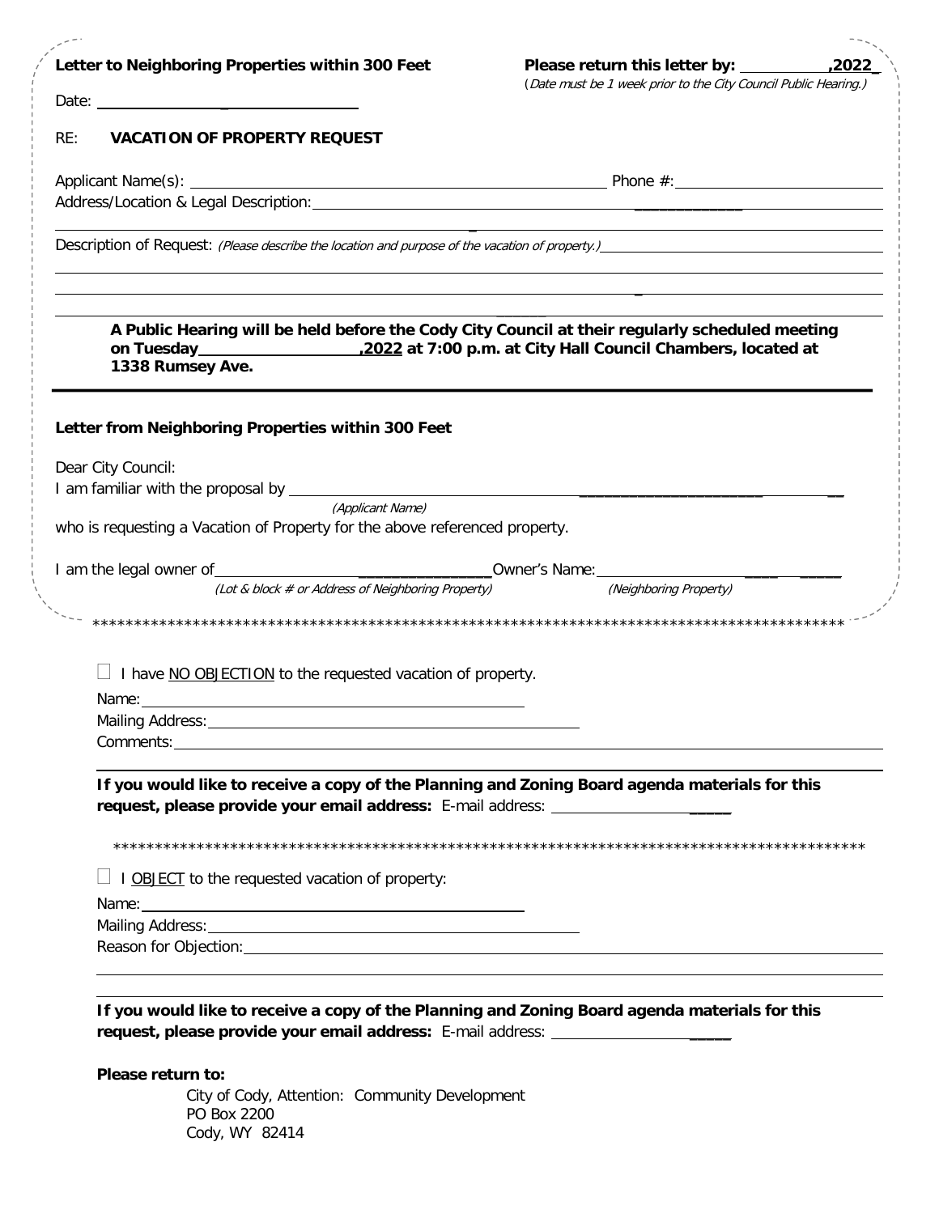**Letter to Neighboring Properties within 300 Feet**

**Please return this letter by: ___________,2022_**
(*Date must be 1 week prior to the City Council Public Hearing.*)

Date: ________________________________

RE: **VACATION OF PROPERTY REQUEST**

Applicant Name(s): ____________________________________________ Phone #: ______________________

Address/Location & Legal Description: ______________________________________________________________

______________________________________________________________________________________________

Description of Request: *(Please describe the location and purpose of the vacation of property.)* ______________________

______________________________________________________________________________________________

______________________________________________________________________________________________

______________________________________________________________________________________________

**A Public Hearing will be held before the Cody City Council at their regularly scheduled meeting on Tuesday___________________,2022 at 7:00 p.m. at City Hall Council Chambers, located at 1338 Rumsey Ave.**

---

**Letter from Neighboring Properties within 300 Feet**

Dear City Council:

I am familiar with the proposal by ______________________________________________________________
*(Applicant Name)*

who is requesting a Vacation of Property for the above referenced property.

I am the legal owner of_________________________________Owner's Name:_____________________________
*(Lot & block # or Address of Neighboring Property)* *(Neighboring Property)*

************************************************************************************************

☐ I have NO OBJECTION to the requested vacation of property.

Name: ____________________________________________

Mailing Address: ____________________________________________

Comments: ______________________________________________________________________________

______________________________________________________________________________________________

**If you would like to receive a copy of the Planning and Zoning Board agenda materials for this request, please provide your email address:** E-mail address: ______________________

************************************************************************************************

☐ I OBJECT to the requested vacation of property:

Name: ____________________________________________

Mailing Address: ____________________________________________

Reason for Objection: ______________________________________________________________________

______________________________________________________________________________________________

______________________________________________________________________________________________

**If you would like to receive a copy of the Planning and Zoning Board agenda materials for this request, please provide your email address:** E-mail address: ______________________

**Please return to:**

City of Cody, Attention: Community Development
PO Box 2200
Cody, WY 82414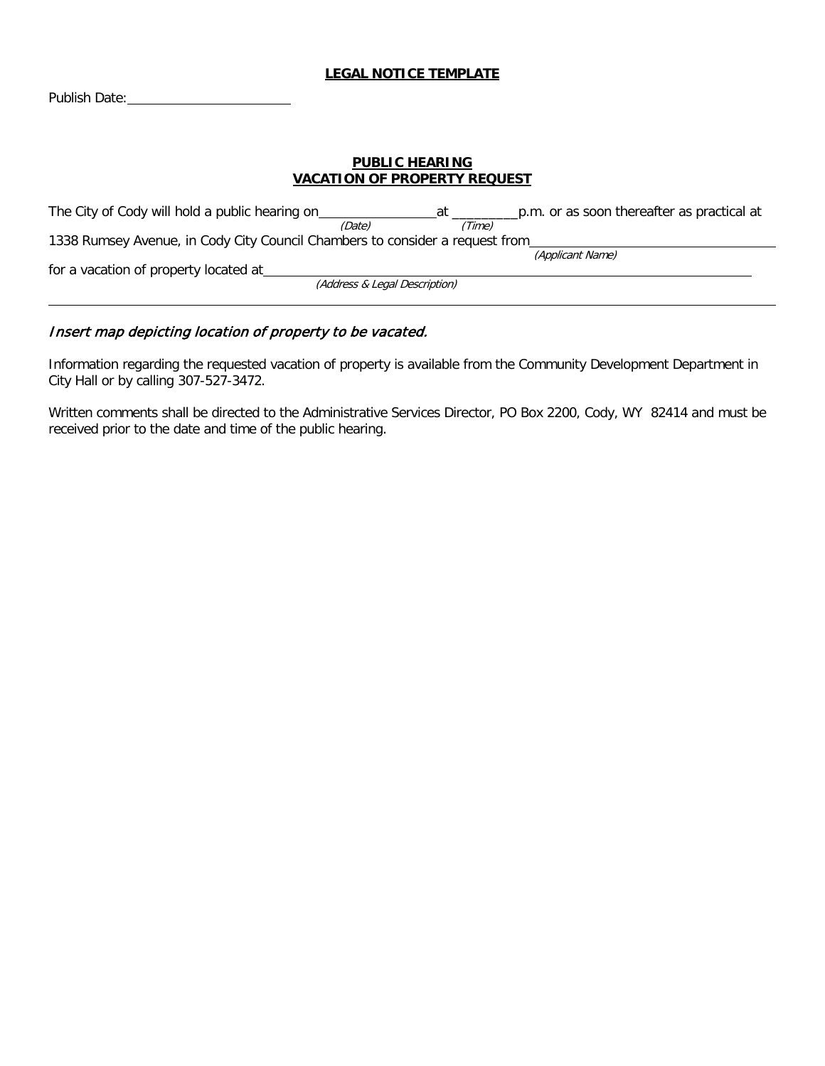**LEGAL NOTICE TEMPLATE**

Publish Date:\_\_\_\_\_\_\_\_\_\_\_\_\_\_\_\_\_\_\_\_\_\_

**PUBLIC HEARING**
**VACATION OF PROPERTY REQUEST**

The City of Cody will hold a public hearing on\_\_\_\_\_\_\_\_\_\_\_\_\_\_\_\_ *(Date)* at \_\_\_\_\_\_\_\_\_ *(Time)* p.m. or as soon thereafter as practical at 1338 Rumsey Avenue, in Cody City Council Chambers to consider a request from\_\_\_\_\_\_\_\_\_\_\_\_\_\_\_\_\_\_\_\_\_\_\_\_\_\_\_\_\_\_\_\_ *(Applicant Name)* for a vacation of property located at\_\_\_\_\_\_\_\_\_\_\_\_\_\_\_\_\_\_\_\_\_\_\_\_\_\_\_\_\_\_\_\_\_\_\_\_\_\_\_\_\_\_\_\_\_\_\_\_\_\_\_\_\_\_\_\_\_\_\_\_\_\_ *(Address & Legal Description)*

---

*Insert map depicting location of property to be vacated.*

Information regarding the requested vacation of property is available from the Community Development Department in City Hall or by calling 307-527-3472.

Written comments shall be directed to the Administrative Services Director, PO Box 2200, Cody, WY 82414 and must be received prior to the date and time of the public hearing.